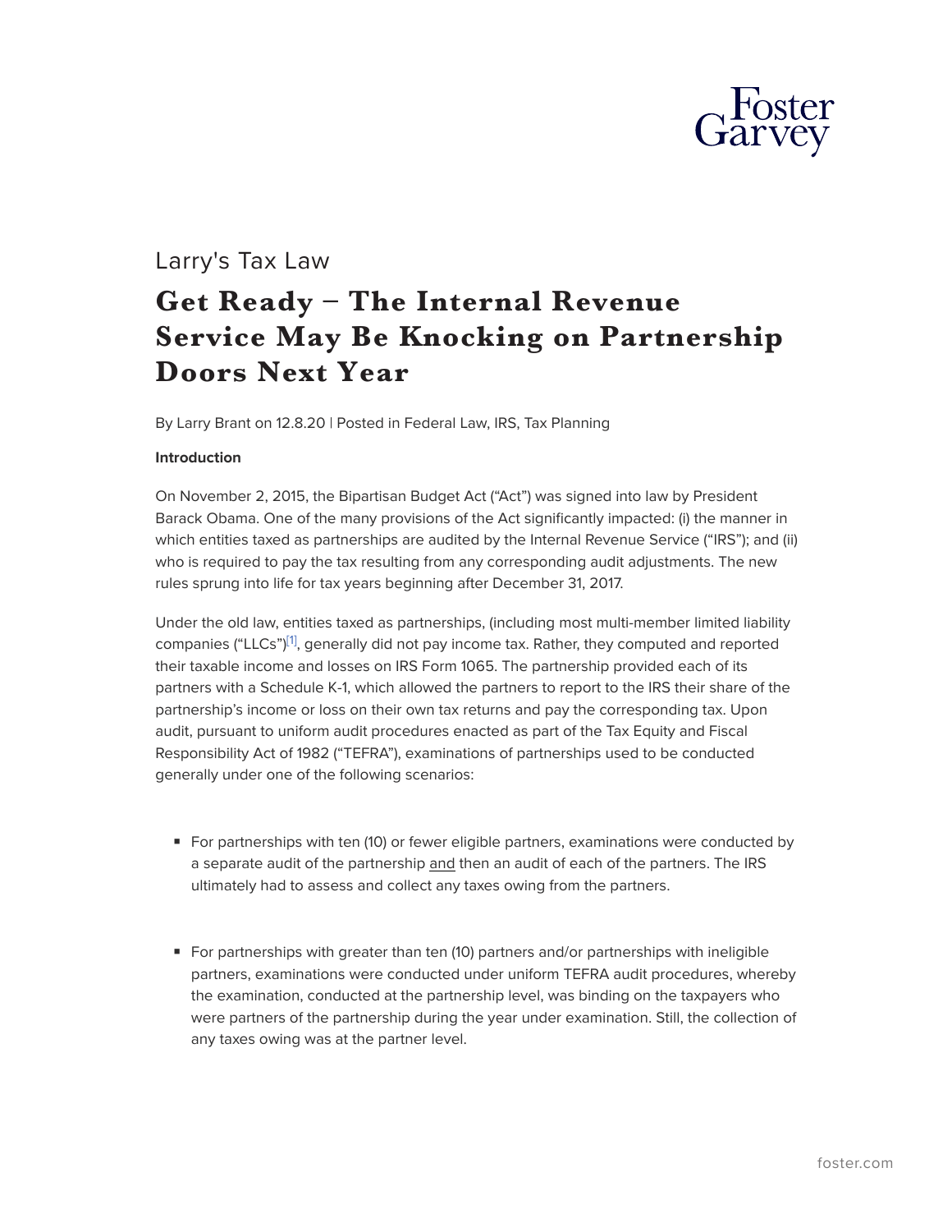Larry's Tax Law

# Get Ready – The Internal Revenue Service May Be Knocking on Partnership Doors Next Year

By Larry Brant on 12.8.20 | Posted in Federal Law, IRS, Tax Planning

**Introduction**

On November 2, 2015, the Bipartisan Budget Act ("Act") was signed into law by President Barack Obama. One of the many provisions of the Act significantly impacted: (i) the manner in which entities taxed as partnerships are audited by the Internal Revenue Service ("IRS"); and (ii) who is required to pay the tax resulting from any corresponding audit adjustments. The new rules sprung into life for tax years beginning after December 31, 2017.

Under the old law, entities taxed as partnerships, (including most multi-member limited liability companies ("LLCs")[1], generally did not pay income tax. Rather, they computed and reported their taxable income and losses on IRS Form 1065. The partnership provided each of its partners with a Schedule K-1, which allowed the partners to report to the IRS their share of the partnership's income or loss on their own tax returns and pay the corresponding tax. Upon audit, pursuant to uniform audit procedures enacted as part of the Tax Equity and Fiscal Responsibility Act of 1982 ("TEFRA"), examinations of partnerships used to be conducted generally under one of the following scenarios:

- For partnerships with ten (10) or fewer eligible partners, examinations were conducted by a separate audit of the partnership and then an audit of each of the partners. The IRS ultimately had to assess and collect any taxes owing from the partners.
- For partnerships with greater than ten (10) partners and/or partnerships with ineligible partners, examinations were conducted under uniform TEFRA audit procedures, whereby the examination, conducted at the partnership level, was binding on the taxpayers who were partners of the partnership during the year under examination. Still, the collection of any taxes owing was at the partner level.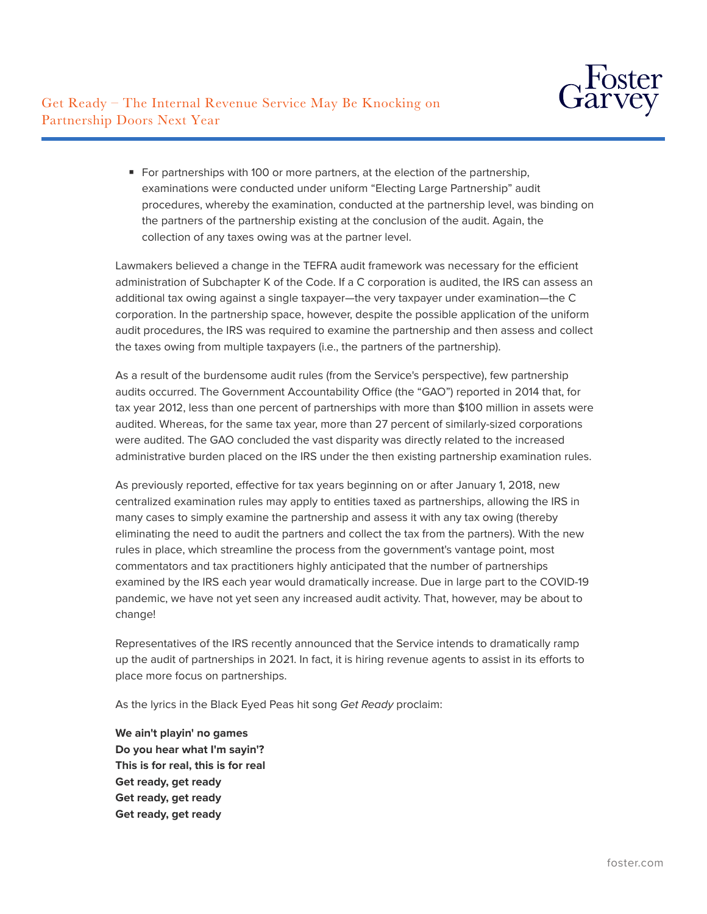- For partnerships with 100 or more partners, at the election of the partnership, examinations were conducted under uniform "Electing Large Partnership" audit procedures, whereby the examination, conducted at the partnership level, was binding on the partners of the partnership existing at the conclusion of the audit. Again, the collection of any taxes owing was at the partner level.

Lawmakers believed a change in the TEFRA audit framework was necessary for the efficient administration of Subchapter K of the Code. If a C corporation is audited, the IRS can assess an additional tax owing against a single taxpayer—the very taxpayer under examination—the C corporation. In the partnership space, however, despite the possible application of the uniform audit procedures, the IRS was required to examine the partnership and then assess and collect the taxes owing from multiple taxpayers (i.e., the partners of the partnership).

As a result of the burdensome audit rules (from the Service's perspective), few partnership audits occurred. The Government Accountability Office (the "GAO") reported in 2014 that, for tax year 2012, less than one percent of partnerships with more than $100 million in assets were audited. Whereas, for the same tax year, more than 27 percent of similarly-sized corporations were audited. The GAO concluded the vast disparity was directly related to the increased administrative burden placed on the IRS under the then existing partnership examination rules.

As previously reported, effective for tax years beginning on or after January 1, 2018, new centralized examination rules may apply to entities taxed as partnerships, allowing the IRS in many cases to simply examine the partnership and assess it with any tax owing (thereby eliminating the need to audit the partners and collect the tax from the partners). With the new rules in place, which streamline the process from the government's vantage point, most commentators and tax practitioners highly anticipated that the number of partnerships examined by the IRS each year would dramatically increase. Due in large part to the COVID-19 pandemic, we have not yet seen any increased audit activity. That, however, may be about to change!

Representatives of the IRS recently announced that the Service intends to dramatically ramp up the audit of partnerships in 2021. In fact, it is hiring revenue agents to assist in its efforts to place more focus on partnerships.

As the lyrics in the Black Eyed Peas hit song *Get Ready* proclaim:

**We ain't playin' no games**
**Do you hear what I'm sayin'?**
**This is for real, this is for real**
**Get ready, get ready**
**Get ready, get ready**
**Get ready, get ready**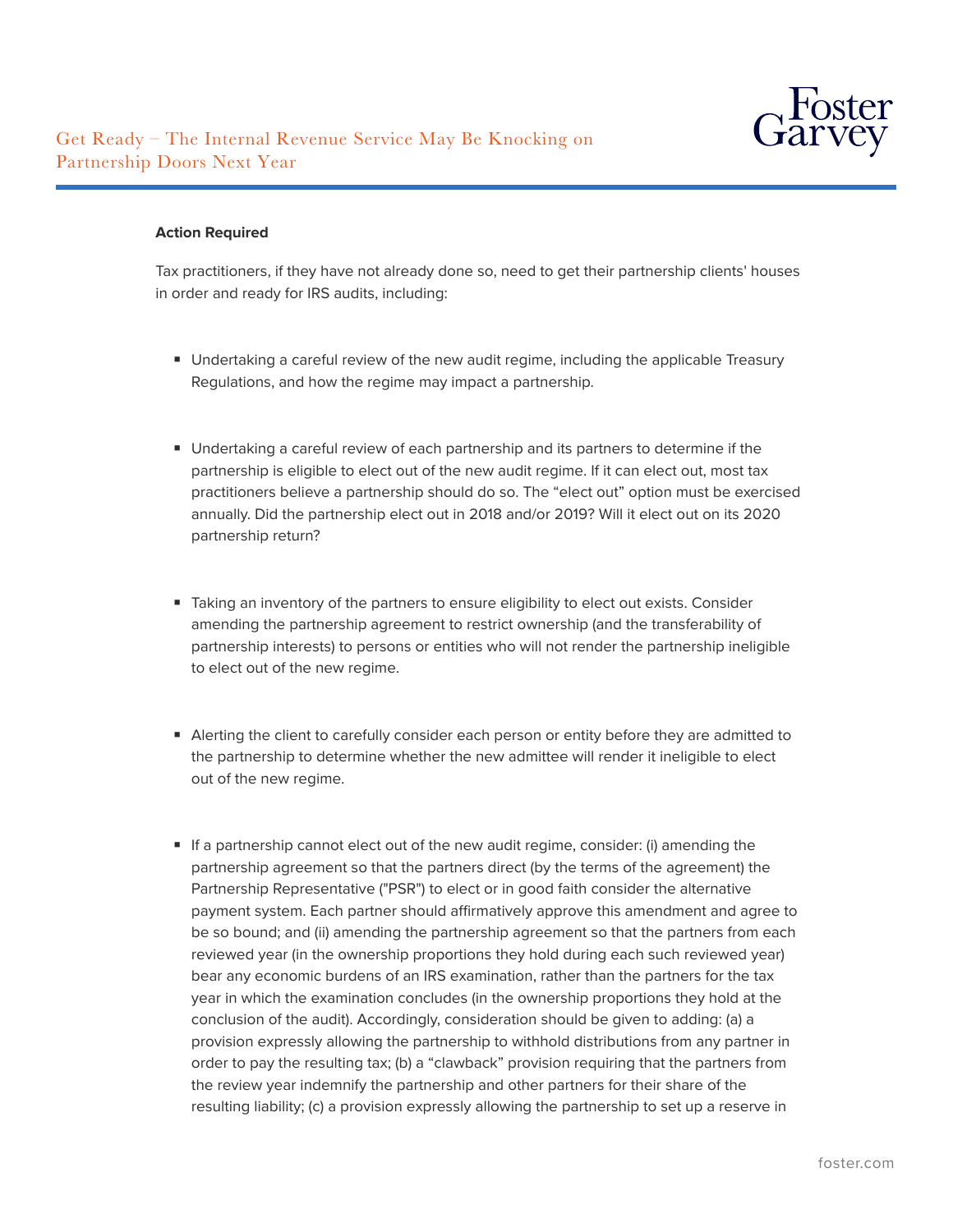**Action Required**

Tax practitioners, if they have not already done so, need to get their partnership clients' houses in order and ready for IRS audits, including:

- Undertaking a careful review of the new audit regime, including the applicable Treasury Regulations, and how the regime may impact a partnership.

- Undertaking a careful review of each partnership and its partners to determine if the partnership is eligible to elect out of the new audit regime. If it can elect out, most tax practitioners believe a partnership should do so. The "elect out" option must be exercised annually. Did the partnership elect out in 2018 and/or 2019? Will it elect out on its 2020 partnership return?

- Taking an inventory of the partners to ensure eligibility to elect out exists. Consider amending the partnership agreement to restrict ownership (and the transferability of partnership interests) to persons or entities who will not render the partnership ineligible to elect out of the new regime.

- Alerting the client to carefully consider each person or entity before they are admitted to the partnership to determine whether the new admittee will render it ineligible to elect out of the new regime.

- If a partnership cannot elect out of the new audit regime, consider: (i) amending the partnership agreement so that the partners direct (by the terms of the agreement) the Partnership Representative ("PSR") to elect or in good faith consider the alternative payment system. Each partner should affirmatively approve this amendment and agree to be so bound; and (ii) amending the partnership agreement so that the partners from each reviewed year (in the ownership proportions they hold during each such reviewed year) bear any economic burdens of an IRS examination, rather than the partners for the tax year in which the examination concludes (in the ownership proportions they hold at the conclusion of the audit). Accordingly, consideration should be given to adding: (a) a provision expressly allowing the partnership to withhold distributions from any partner in order to pay the resulting tax; (b) a "clawback" provision requiring that the partners from the review year indemnify the partnership and other partners for their share of the resulting liability; (c) a provision expressly allowing the partnership to set up a reserve in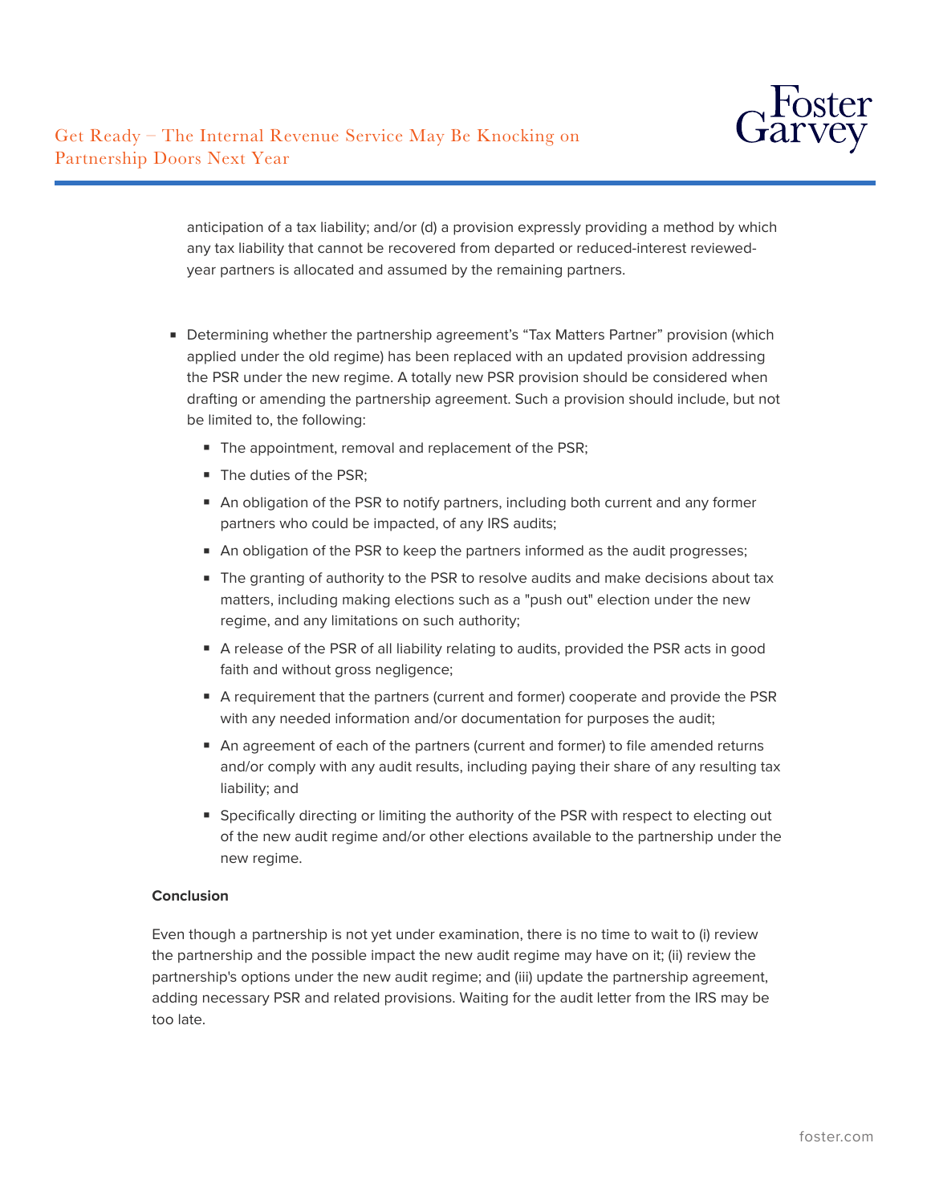anticipation of a tax liability; and/or (d) a provision expressly providing a method by which any tax liability that cannot be recovered from departed or reduced-interest reviewed-year partners is allocated and assumed by the remaining partners.

- Determining whether the partnership agreement's "Tax Matters Partner" provision (which applied under the old regime) has been replaced with an updated provision addressing the PSR under the new regime. A totally new PSR provision should be considered when drafting or amending the partnership agreement. Such a provision should include, but not be limited to, the following:
  - The appointment, removal and replacement of the PSR;
  - The duties of the PSR;
  - An obligation of the PSR to notify partners, including both current and any former partners who could be impacted, of any IRS audits;
  - An obligation of the PSR to keep the partners informed as the audit progresses;
  - The granting of authority to the PSR to resolve audits and make decisions about tax matters, including making elections such as a "push out" election under the new regime, and any limitations on such authority;
  - A release of the PSR of all liability relating to audits, provided the PSR acts in good faith and without gross negligence;
  - A requirement that the partners (current and former) cooperate and provide the PSR with any needed information and/or documentation for purposes the audit;
  - An agreement of each of the partners (current and former) to file amended returns and/or comply with any audit results, including paying their share of any resulting tax liability; and
  - Specifically directing or limiting the authority of the PSR with respect to electing out of the new audit regime and/or other elections available to the partnership under the new regime.

**Conclusion**

Even though a partnership is not yet under examination, there is no time to wait to (i) review the partnership and the possible impact the new audit regime may have on it; (ii) review the partnership's options under the new audit regime; and (iii) update the partnership agreement, adding necessary PSR and related provisions. Waiting for the audit letter from the IRS may be too late.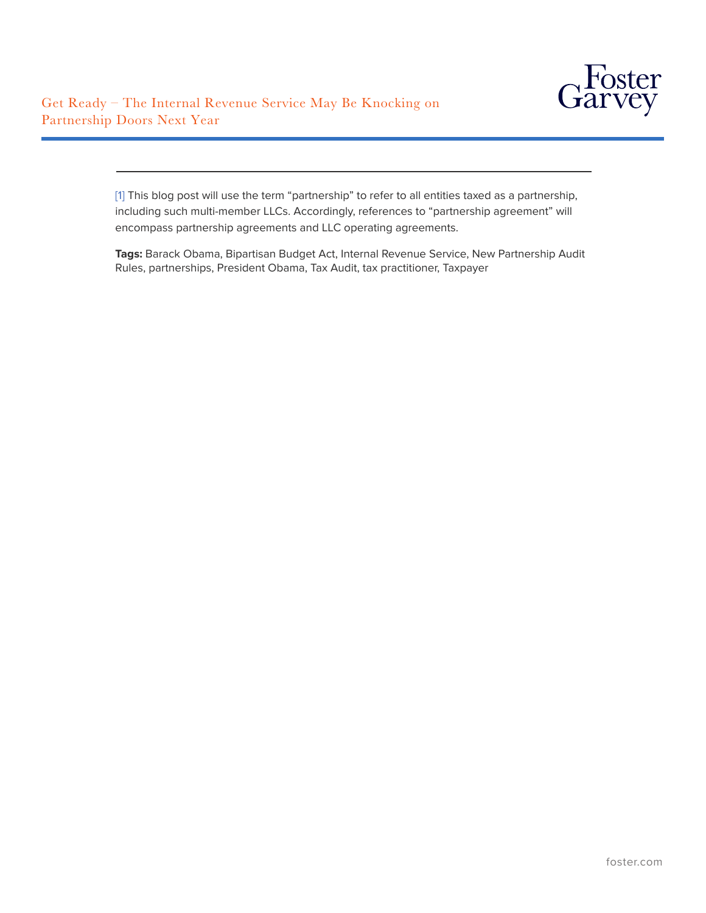---

[1] This blog post will use the term “partnership” to refer to all entities taxed as a partnership, including such multi-member LLCs. Accordingly, references to “partnership agreement” will encompass partnership agreements and LLC operating agreements.

**Tags:** Barack Obama, Bipartisan Budget Act, Internal Revenue Service, New Partnership Audit Rules, partnerships, President Obama, Tax Audit, tax practitioner, Taxpayer